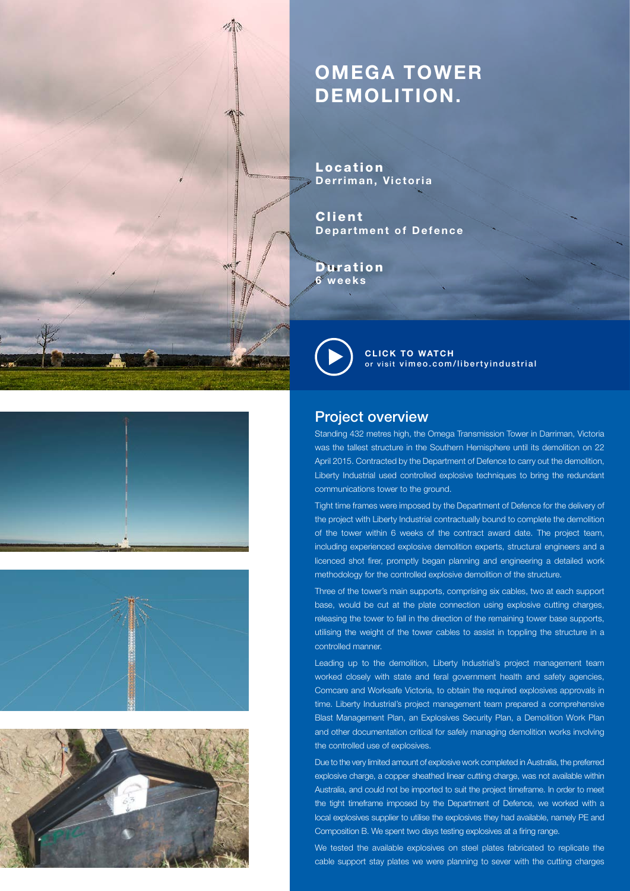# OMEGA TOWER DEMOLITION.

**Location**
**Derriman, Victoria**

**Client**
**Department of Defence**

**Duration**
**6 weeks**

**CLICK TO WATCH**
or visit **vimeo.com/libertyindustrial**

## Project overview

Standing 432 metres high, the Omega Transmission Tower in Darriman, Victoria was the tallest structure in the Southern Hemisphere until its demolition on 22 April 2015. Contracted by the Department of Defence to carry out the demolition, Liberty Industrial used controlled explosive techniques to bring the redundant communications tower to the ground.

Tight time frames were imposed by the Department of Defence for the delivery of the project with Liberty Industrial contractually bound to complete the demolition of the tower within 6 weeks of the contract award date. The project team, including experienced explosive demolition experts, structural engineers and a licenced shot firer, promptly began planning and engineering a detailed work methodology for the controlled explosive demolition of the structure.

Three of the tower's main supports, comprising six cables, two at each support base, would be cut at the plate connection using explosive cutting charges, releasing the tower to fall in the direction of the remaining tower base supports, utilising the weight of the tower cables to assist in toppling the structure in a controlled manner.

Leading up to the demolition, Liberty Industrial's project management team worked closely with state and feral government health and safety agencies, Comcare and Worksafe Victoria, to obtain the required explosives approvals in time. Liberty Industrial's project management team prepared a comprehensive Blast Management Plan, an Explosives Security Plan, a Demolition Work Plan and other documentation critical for safely managing demolition works involving the controlled use of explosives.

Due to the very limited amount of explosive work completed in Australia, the preferred explosive charge, a copper sheathed linear cutting charge, was not available within Australia, and could not be imported to suit the project timeframe. In order to meet the tight timeframe imposed by the Department of Defence, we worked with a local explosives supplier to utilise the explosives they had available, namely PE and Composition B. We spent two days testing explosives at a firing range.

We tested the available explosives on steel plates fabricated to replicate the cable support stay plates we were planning to sever with the cutting charges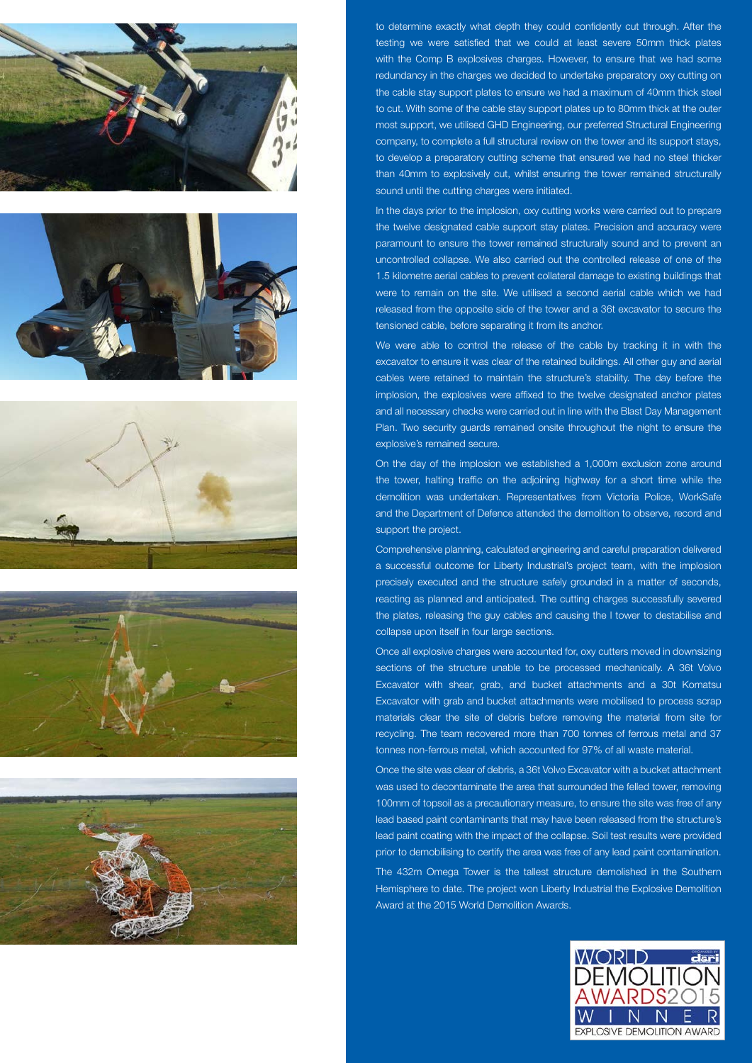to determine exactly what depth they could confidently cut through. After the testing we were satisfied that we could at least severe 50mm thick plates with the Comp B explosives charges. However, to ensure that we had some redundancy in the charges we decided to undertake preparatory oxy cutting on the cable stay support plates to ensure we had a maximum of 40mm thick steel to cut. With some of the cable stay support plates up to 80mm thick at the outer most support, we utilised GHD Engineering, our preferred Structural Engineering company, to complete a full structural review on the tower and its support stays, to develop a preparatory cutting scheme that ensured we had no steel thicker than 40mm to explosively cut, whilst ensuring the tower remained structurally sound until the cutting charges were initiated.

In the days prior to the implosion, oxy cutting works were carried out to prepare the twelve designated cable support stay plates. Precision and accuracy were paramount to ensure the tower remained structurally sound and to prevent an uncontrolled collapse. We also carried out the controlled release of one of the 1.5 kilometre aerial cables to prevent collateral damage to existing buildings that were to remain on the site. We utilised a second aerial cable which we had released from the opposite side of the tower and a 36t excavator to secure the tensioned cable, before separating it from its anchor.

We were able to control the release of the cable by tracking it in with the excavator to ensure it was clear of the retained buildings. All other guy and aerial cables were retained to maintain the structure's stability. The day before the implosion, the explosives were affixed to the twelve designated anchor plates and all necessary checks were carried out in line with the Blast Day Management Plan. Two security guards remained onsite throughout the night to ensure the explosive's remained secure.

On the day of the implosion we established a 1,000m exclusion zone around the tower, halting traffic on the adjoining highway for a short time while the demolition was undertaken. Representatives from Victoria Police, WorkSafe and the Department of Defence attended the demolition to observe, record and support the project.

Comprehensive planning, calculated engineering and careful preparation delivered a successful outcome for Liberty Industrial's project team, with the implosion precisely executed and the structure safely grounded in a matter of seconds, reacting as planned and anticipated. The cutting charges successfully severed the plates, releasing the guy cables and causing the I tower to destabilise and collapse upon itself in four large sections.

Once all explosive charges were accounted for, oxy cutters moved in downsizing sections of the structure unable to be processed mechanically. A 36t Volvo Excavator with shear, grab, and bucket attachments and a 30t Komatsu Excavator with grab and bucket attachments were mobilised to process scrap materials clear the site of debris before removing the material from site for recycling. The team recovered more than 700 tonnes of ferrous metal and 37 tonnes non-ferrous metal, which accounted for 97% of all waste material.

Once the site was clear of debris, a 36t Volvo Excavator with a bucket attachment was used to decontaminate the area that surrounded the felled tower, removing 100mm of topsoil as a precautionary measure, to ensure the site was free of any lead based paint contaminants that may have been released from the structure's lead paint coating with the impact of the collapse. Soil test results were provided prior to demobilising to certify the area was free of any lead paint contamination.

The 432m Omega Tower is the tallest structure demolished in the Southern Hemisphere to date. The project won Liberty Industrial the Explosive Demolition Award at the 2015 World Demolition Awards.

WORLD DEMOLITION AWARDS2015 WINNER EXPLOSIVE DEMOLITION AWARD